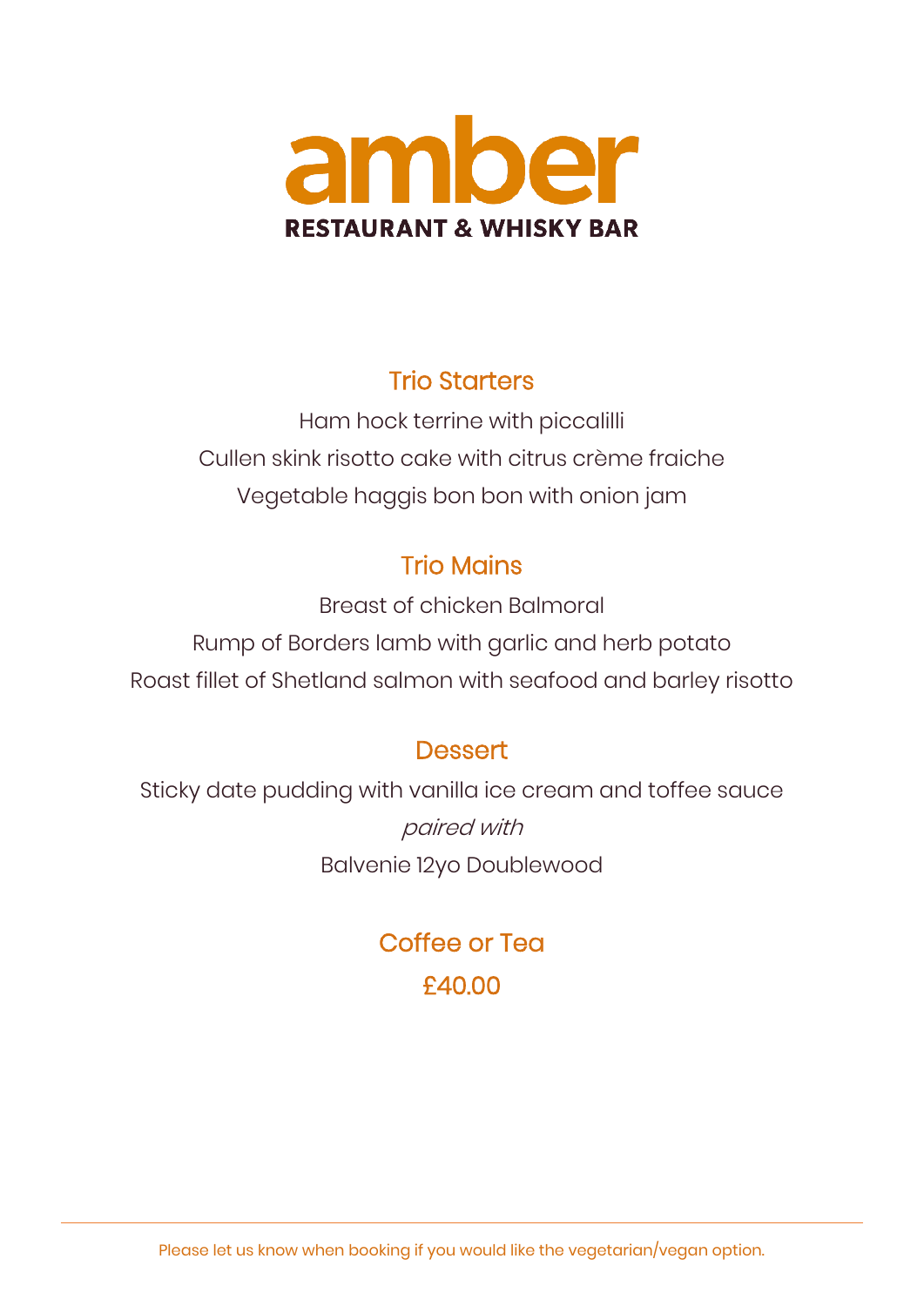# amber

**RESTAURANT & WHISKY BAR**

## Trio Starters

Ham hock terrine with piccalilli

Cullen skink risotto cake with citrus crème fraiche

Vegetable haggis bon bon with onion jam

## Trio Mains

Breast of chicken Balmoral

Rump of Borders lamb with garlic and herb potato

Roast fillet of Shetland salmon with seafood and barley risotto

## Dessert

Sticky date pudding with vanilla ice cream and toffee sauce

*paired with*

Balvenie 12yo Doublewood

## Coffee or Tea

## £40.00

---

Please let us know when booking if you would like the vegetarian/vegan option.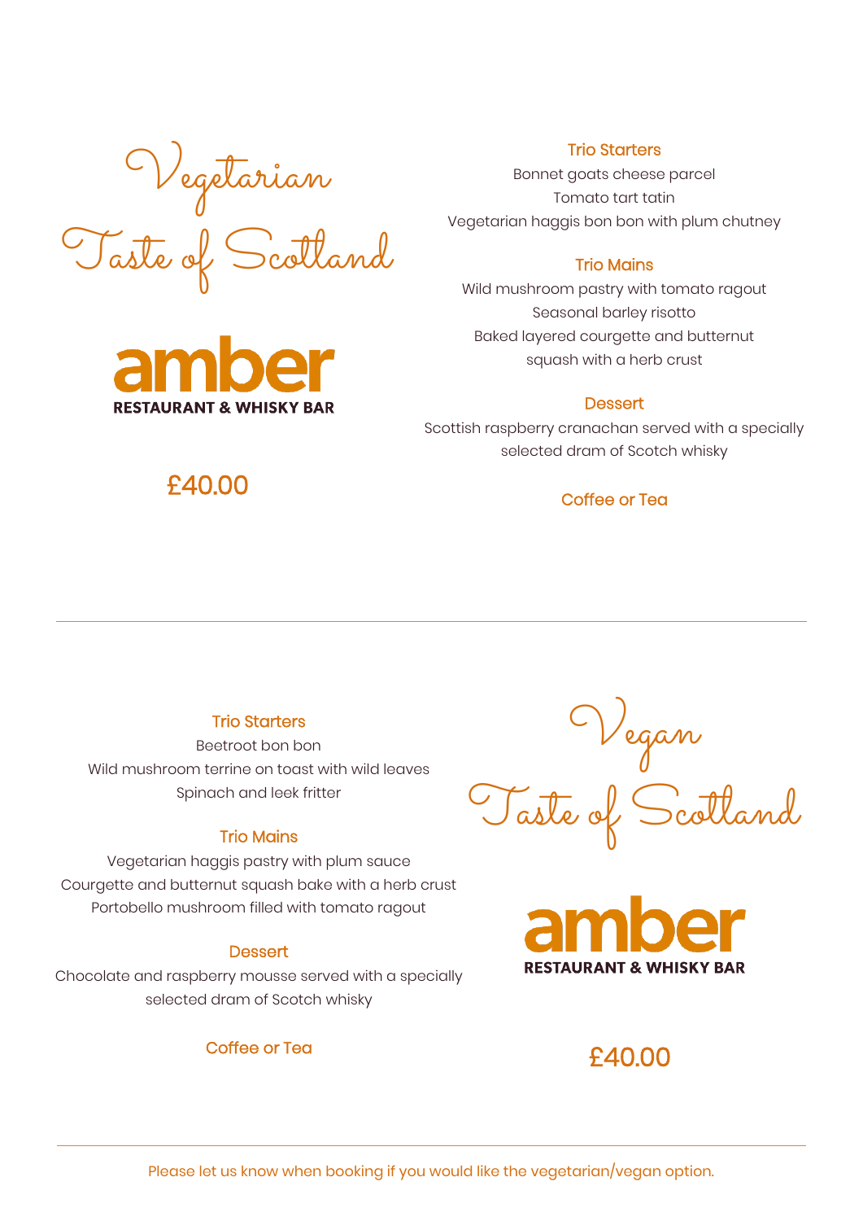# Vegetarian Taste of Scotland

**amber**
**RESTAURANT & WHISKY BAR**

£40.00

### Trio Starters

Bonnet goats cheese parcel
Tomato tart tatin
Vegetarian haggis bon bon with plum chutney

### Trio Mains

Wild mushroom pastry with tomato ragout
Seasonal barley risotto
Baked layered courgette and butternut squash with a herb crust

### Dessert

Scottish raspberry cranachan served with a specially selected dram of Scotch whisky

### Coffee or Tea

---

# Vegan Taste of Scotland

**amber**
**RESTAURANT & WHISKY BAR**

£40.00

### Trio Starters

Beetroot bon bon
Wild mushroom terrine on toast with wild leaves
Spinach and leek fritter

### Trio Mains

Vegetarian haggis pastry with plum sauce
Courgette and butternut squash bake with a herb crust
Portobello mushroom filled with tomato ragout

### Dessert

Chocolate and raspberry mousse served with a specially selected dram of Scotch whisky

### Coffee or Tea

---

Please let us know when booking if you would like the vegetarian/vegan option.